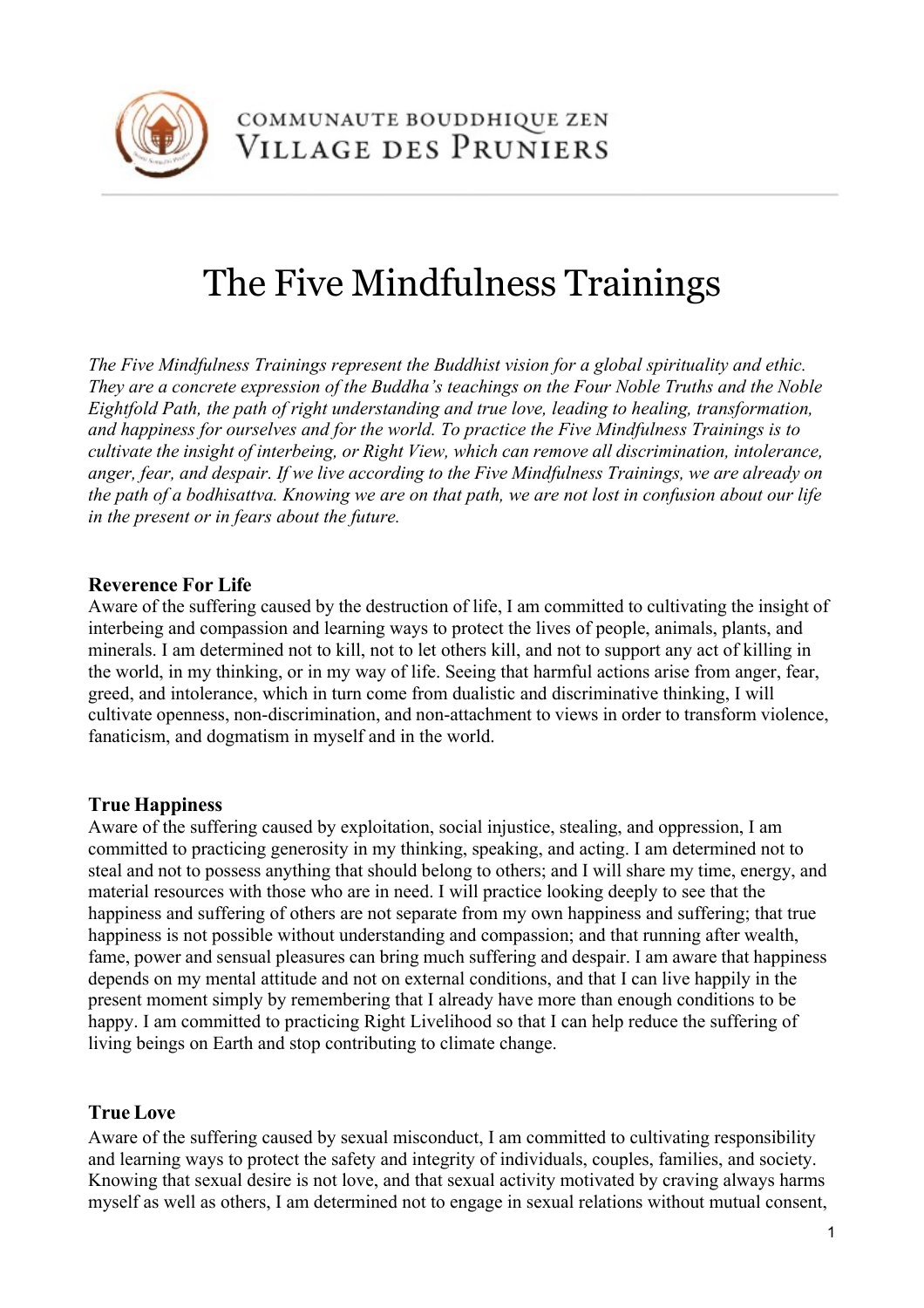COMMUNAUTE BOUDDHIQUE ZEN
VILLAGE DES PRUNIERS

# The Five Mindfulness Trainings

*The Five Mindfulness Trainings represent the Buddhist vision for a global spirituality and ethic. They are a concrete expression of the Buddha's teachings on the Four Noble Truths and the Noble Eightfold Path, the path of right understanding and true love, leading to healing, transformation, and happiness for ourselves and for the world. To practice the Five Mindfulness Trainings is to cultivate the insight of interbeing, or Right View, which can remove all discrimination, intolerance, anger, fear, and despair. If we live according to the Five Mindfulness Trainings, we are already on the path of a bodhisattva. Knowing we are on that path, we are not lost in confusion about our life in the present or in fears about the future.*

## Reverence For Life

Aware of the suffering caused by the destruction of life, I am committed to cultivating the insight of interbeing and compassion and learning ways to protect the lives of people, animals, plants, and minerals. I am determined not to kill, not to let others kill, and not to support any act of killing in the world, in my thinking, or in my way of life. Seeing that harmful actions arise from anger, fear, greed, and intolerance, which in turn come from dualistic and discriminative thinking, I will cultivate openness, non-discrimination, and non-attachment to views in order to transform violence, fanaticism, and dogmatism in myself and in the world.

## True Happiness

Aware of the suffering caused by exploitation, social injustice, stealing, and oppression, I am committed to practicing generosity in my thinking, speaking, and acting. I am determined not to steal and not to possess anything that should belong to others; and I will share my time, energy, and material resources with those who are in need. I will practice looking deeply to see that the happiness and suffering of others are not separate from my own happiness and suffering; that true happiness is not possible without understanding and compassion; and that running after wealth, fame, power and sensual pleasures can bring much suffering and despair. I am aware that happiness depends on my mental attitude and not on external conditions, and that I can live happily in the present moment simply by remembering that I already have more than enough conditions to be happy. I am committed to practicing Right Livelihood so that I can help reduce the suffering of living beings on Earth and stop contributing to climate change.

## True Love

Aware of the suffering caused by sexual misconduct, I am committed to cultivating responsibility and learning ways to protect the safety and integrity of individuals, couples, families, and society. Knowing that sexual desire is not love, and that sexual activity motivated by craving always harms myself as well as others, I am determined not to engage in sexual relations without mutual consent,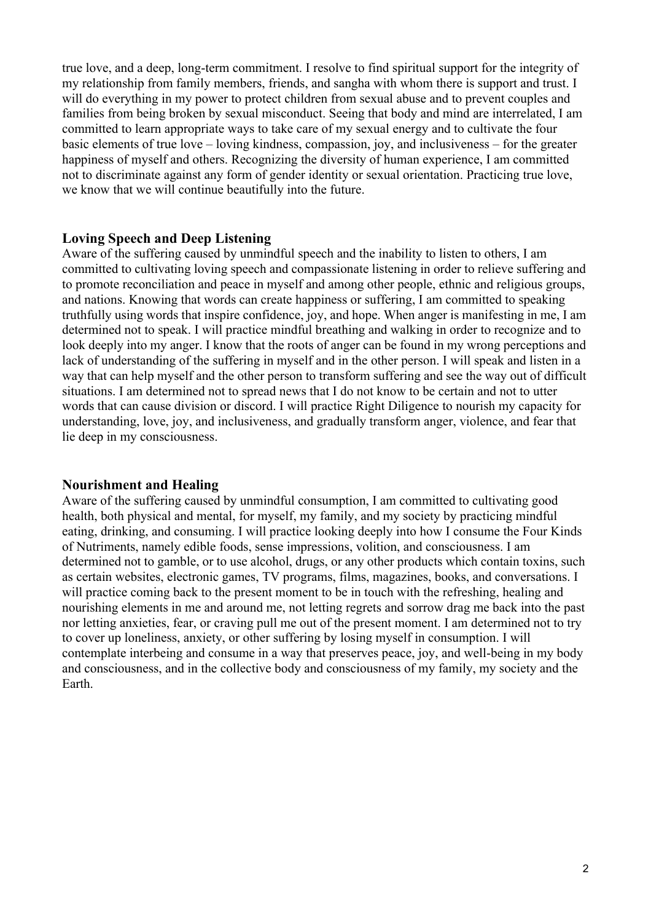true love, and a deep, long-term commitment. I resolve to find spiritual support for the integrity of my relationship from family members, friends, and sangha with whom there is support and trust. I will do everything in my power to protect children from sexual abuse and to prevent couples and families from being broken by sexual misconduct. Seeing that body and mind are interrelated, I am committed to learn appropriate ways to take care of my sexual energy and to cultivate the four basic elements of true love – loving kindness, compassion, joy, and inclusiveness – for the greater happiness of myself and others. Recognizing the diversity of human experience, I am committed not to discriminate against any form of gender identity or sexual orientation. Practicing true love, we know that we will continue beautifully into the future.

### Loving Speech and Deep Listening

Aware of the suffering caused by unmindful speech and the inability to listen to others, I am committed to cultivating loving speech and compassionate listening in order to relieve suffering and to promote reconciliation and peace in myself and among other people, ethnic and religious groups, and nations. Knowing that words can create happiness or suffering, I am committed to speaking truthfully using words that inspire confidence, joy, and hope. When anger is manifesting in me, I am determined not to speak. I will practice mindful breathing and walking in order to recognize and to look deeply into my anger. I know that the roots of anger can be found in my wrong perceptions and lack of understanding of the suffering in myself and in the other person. I will speak and listen in a way that can help myself and the other person to transform suffering and see the way out of difficult situations. I am determined not to spread news that I do not know to be certain and not to utter words that can cause division or discord. I will practice Right Diligence to nourish my capacity for understanding, love, joy, and inclusiveness, and gradually transform anger, violence, and fear that lie deep in my consciousness.

### Nourishment and Healing

Aware of the suffering caused by unmindful consumption, I am committed to cultivating good health, both physical and mental, for myself, my family, and my society by practicing mindful eating, drinking, and consuming. I will practice looking deeply into how I consume the Four Kinds of Nutriments, namely edible foods, sense impressions, volition, and consciousness. I am determined not to gamble, or to use alcohol, drugs, or any other products which contain toxins, such as certain websites, electronic games, TV programs, films, magazines, books, and conversations. I will practice coming back to the present moment to be in touch with the refreshing, healing and nourishing elements in me and around me, not letting regrets and sorrow drag me back into the past nor letting anxieties, fear, or craving pull me out of the present moment. I am determined not to try to cover up loneliness, anxiety, or other suffering by losing myself in consumption. I will contemplate interbeing and consume in a way that preserves peace, joy, and well-being in my body and consciousness, and in the collective body and consciousness of my family, my society and the Earth.